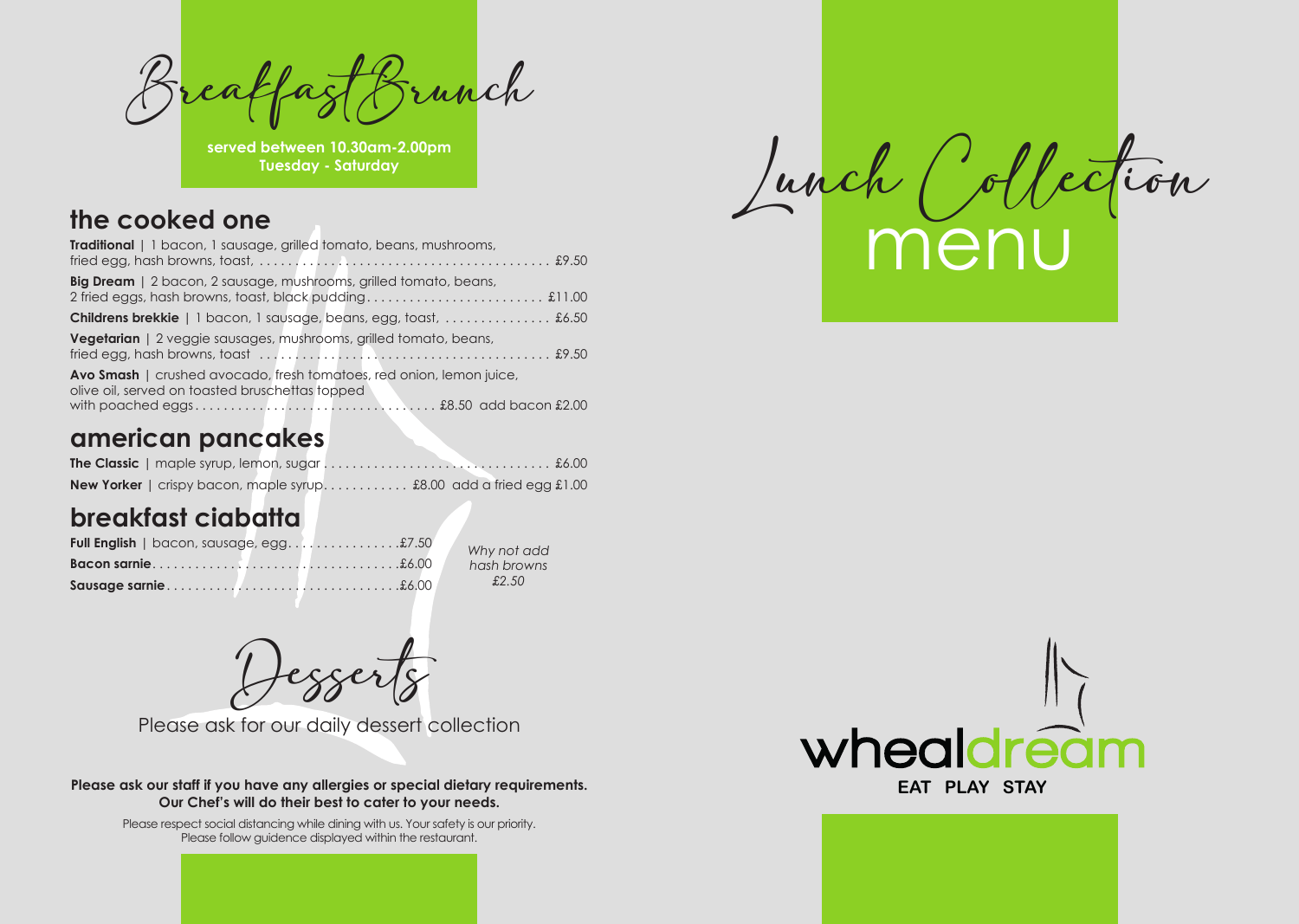# Breakfast Brunch

**served between 10.30am-2.00pm**
**Tuesday - Saturday**

## the cooked one

**Traditional** | 1 bacon, 1 sausage, grilled tomato, beans, mushrooms, fried egg, hash browns, toast, .......... £9.50

**Big Dream** | 2 bacon, 2 sausage, mushrooms, grilled tomato, beans, 2 fried eggs, hash browns, toast, black pudding.......... £11.00

**Childrens brekkie** | 1 bacon, 1 sausage, beans, egg, toast, .......... £6.50

**Vegetarian** | 2 veggie sausages, mushrooms, grilled tomato, beans, fried egg, hash browns, toast .......... £9.50

**Avo Smash** | crushed avocado, fresh tomatoes, red onion, lemon juice, olive oil, served on toasted bruschettas topped with poached eggs.......... £8.50 add bacon £2.00

## american pancakes

**The Classic** | maple syrup, lemon, sugar .......... £6.00

**New Yorker** | crispy bacon, maple syrup.......... £8.00 add a fried egg £1.00

## breakfast ciabatta

**Full English** | bacon, sausage, egg.......... £7.50

**Bacon sarnie**.......... £6.00

**Sausage sarnie**.......... £6.00

*Why not add hash browns £2.50*

# Desserts

Please ask for our daily dessert collection

**Please ask our staff if you have any allergies or special dietary requirements. Our Chef's will do their best to cater to your needs.**

Please respect social distancing while dining with us. Your safety is our priority. Please follow guidence displayed within the restaurant.

# Lunch Collection menu

wheal dream

EAT PLAY STAY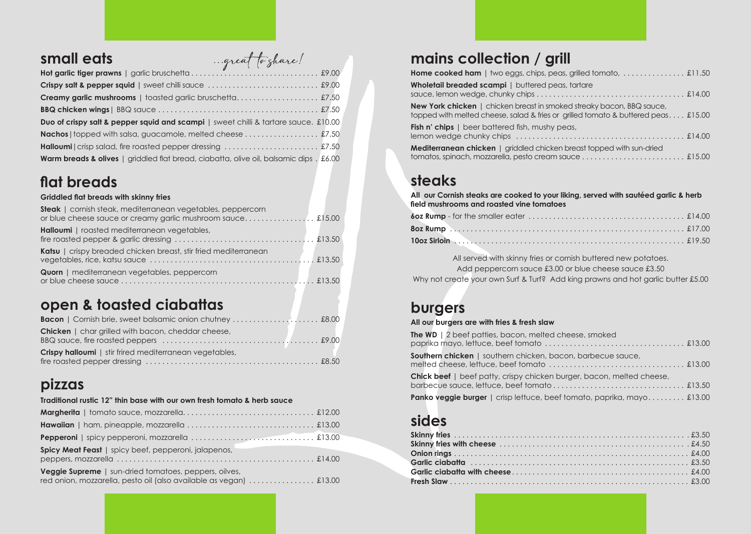## small eats

*...great to share!*

**Hot garlic tiger prawns** | garlic bruschetta . . . . £9.00

**Crispy salt & pepper squid** | sweet chilli sauce . . . . £9.00

**Creamy garlic mushrooms** | toasted garlic bruschetta. . . . £7.50

**BBQ chicken wings** | BBQ sauce . . . . £7.50

**Duo of crispy salt & pepper squid and scampi** | sweet chilli & tartare sauce. £10.00

**Nachos** | topped with salsa, guacamole, melted cheese . . . . £7.50

**Halloumi** | crisp salad, fire roasted pepper dressing . . . . £7.50

**Warm breads & olives** | griddled flat bread, ciabatta, olive oil, balsamic dips . £6.00

## flat breads

**Griddled flat breads with skinny fries**

**Steak** | cornish steak, mediterranean vegetables, peppercorn or blue cheese sauce or creamy garlic mushroom sauce. . . . £15.00

**Halloumi** | roasted mediterranean vegetables, fire roasted pepper & garlic dressing . . . . £13.50

**Katsu** | crispy breaded chicken breast, stir fried mediterranean vegetables, rice, katsu sauce . . . . £13.50

**Quorn** | mediterranean vegetables, peppercorn or blue cheese sauce . . . . £13.50

## open & toasted ciabattas

**Bacon** | Cornish brie, sweet balsamic onion chutney . . . . £8.00

**Chicken** | char grilled with bacon, cheddar cheese, BBQ sauce, fire roasted peppers . . . . £9.00

**Crispy halloumi** | stir frired mediterranean vegetables, fire roasted pepper dressing . . . . £8.50

## pizzas

**Traditional rustic 12" thin base with our own fresh tomato & herb sauce**

**Margherita** | tomato sauce, mozzarella. . . . £12.00

**Hawaiian** | ham, pineapple, mozzarella . . . . £13.00

**Pepperoni** | spicy pepperoni, mozzarella . . . . £13.00

**Spicy Meat Feast** | spicy beef, pepperoni, jalapenos, peppers, mozzarella . . . . £14.00

**Veggie Supreme** | sun-dried tomatoes, peppers, oilves, red onion, mozzarella, pesto oil (also available as vegan) . . . . £13.00

## mains collection / grill

**Home cooked ham** | two eggs, chips, peas, grilled tomato, . . . . £11.50

**Wholetail breaded scampi** | buttered peas, tartare sauce, lemon wedge, chunky chips . . . . £14.00

**New York chicken** | chicken breast in smoked streaky bacon, BBQ sauce, topped with melted cheese, salad & fries or grilled tomato & buttered peas. . . . £15.00

**Fish n' chips** | beer battered fish, mushy peas, lemon wedge chunky chips . . . . £14.00

**Mediterranean chicken** | griddled chicken breast topped with sun-dried tomatos, spinach, mozzarella, pesto cream sauce . . . . £15.00

## steaks

**All our Cornish steaks are cooked to your liking, served with sautéed garlic & herb field mushrooms and roasted vine tomatoes**

**6oz Rump** - for the smaller eater . . . . £14.00

**8oz Rump** . . . . £17.00

**10oz Sirloin** . . . . £19.50

All served with skinny fries or cornish buttered new potatoes.

Add peppercorn sauce £3.00 or blue cheese sauce £3.50

Why not create your own Surf & Turf? Add king prawns and hot garlic butter £5.00

## burgers

**All our burgers are with fries & fresh slaw**

**The WD** | 2 beef patties, bacon, melted cheese, smoked paprika mayo, lettuce, beef tomato . . . . £13.00

**Southern chicken** | southern chicken, bacon, barbecue sauce, melted cheese, lettuce, beef tomato . . . . £13.00

**Chick beef** | beef patty, crispy chicken burger, bacon, melted cheese, barbecue sauce, lettuce, beef tomato . . . . £13.50

**Panko veggie burger** | crisp lettuce, beef tomato, paprika, mayo. . . . £13.00

## sides

**Skinny fries** . . . . £3.50

**Skinny fries with cheese** . . . . £4.50

**Onion rings** . . . . £4.00

**Garlic ciabatta** . . . . £3.50

**Garlic ciabatta with cheese** . . . . £4.00

**Fresh Slaw** . . . . £3.00